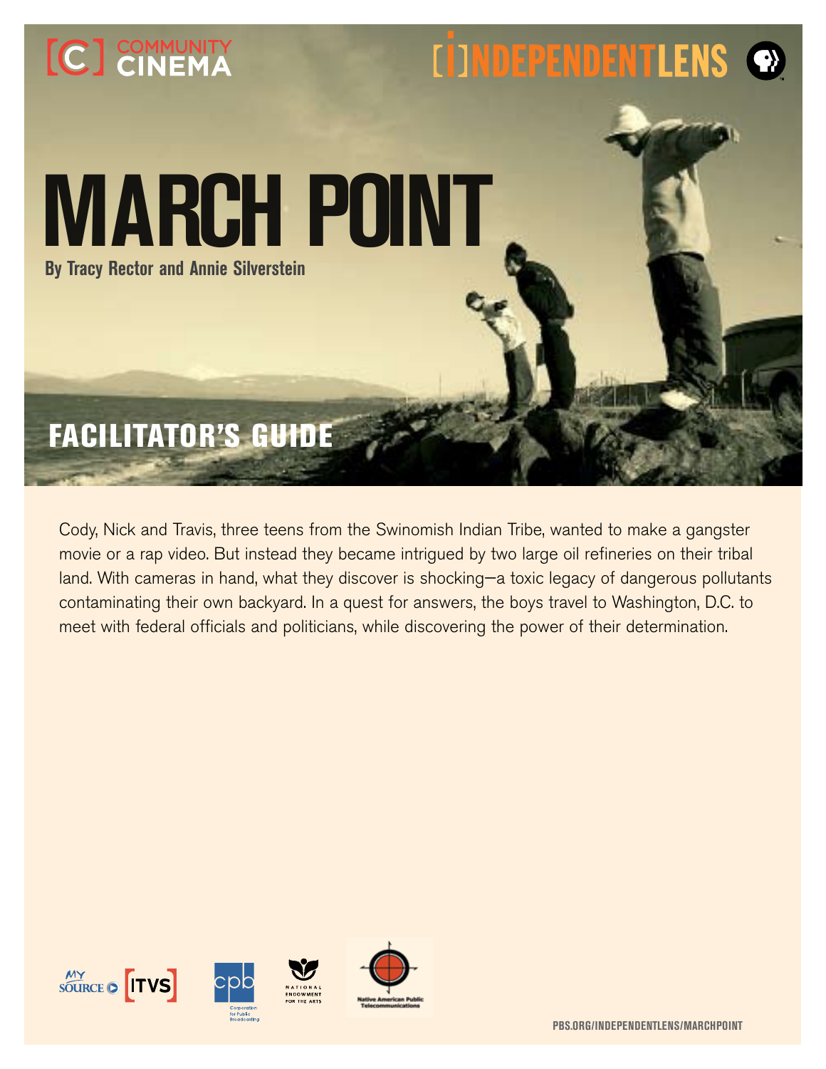COMMUNITY CINEMA

INDEPENDENT LENS

# MARCH POINT

**By Tracy Rector and Annie Silverstein**

## FACILITATOR'S GUIDE

Cody, Nick and Travis, three teens from the Swinomish Indian Tribe, wanted to make a gangster movie or a rap video. But instead they became intrigued by two large oil refineries on their tribal land. With cameras in hand, what they discover is shocking—a toxic legacy of dangerous pollutants contaminating their own backyard. In a quest for answers, the boys travel to Washington, D.C. to meet with federal officials and politicians, while discovering the power of their determination.

MY SOURCE ITVS cpb Corporation for Public Broadcasting NATIONAL ENDOWMENT FOR THE ARTS Native American Public Telecommunications

PBS.ORG/INDEPENDENTLENS/MARCHPOINT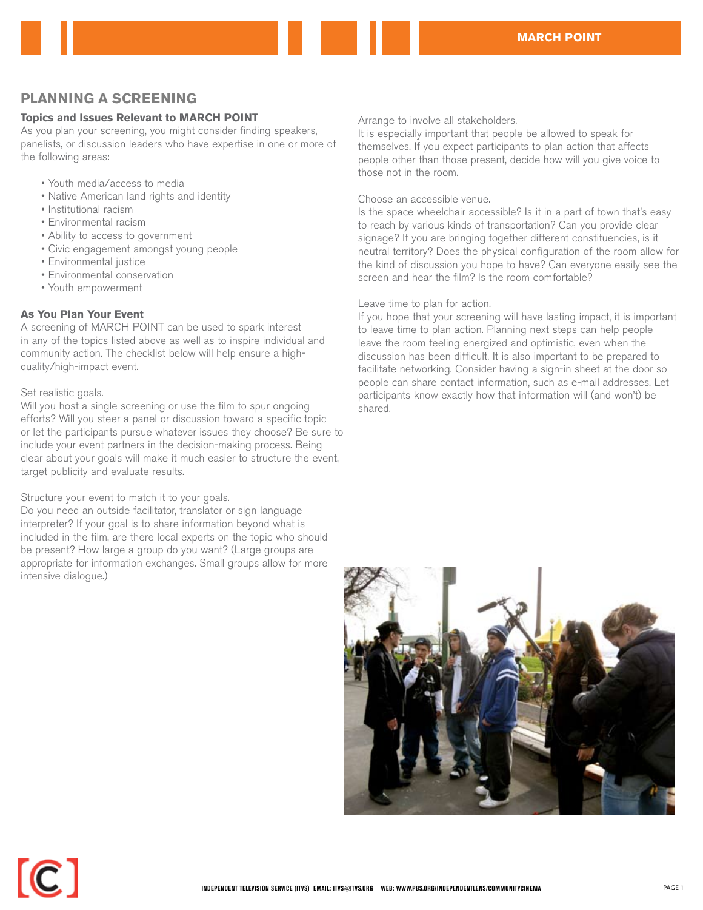## PLANNING A SCREENING

### Topics and Issues Relevant to MARCH POINT

As you plan your screening, you might consider finding speakers, panelists, or discussion leaders who have expertise in one or more of the following areas:

- Youth media/access to media
- Native American land rights and identity
- Institutional racism
- Environmental racism
- Ability to access to government
- Civic engagement amongst young people
- Environmental justice
- Environmental conservation
- Youth empowerment

### As You Plan Your Event

A screening of MARCH POINT can be used to spark interest in any of the topics listed above as well as to inspire individual and community action. The checklist below will help ensure a high-quality/high-impact event.

Set realistic goals.
Will you host a single screening or use the film to spur ongoing efforts? Will you steer a panel or discussion toward a specific topic or let the participants pursue whatever issues they choose? Be sure to include your event partners in the decision-making process. Being clear about your goals will make it much easier to structure the event, target publicity and evaluate results.

Structure your event to match it to your goals.
Do you need an outside facilitator, translator or sign language interpreter? If your goal is to share information beyond what is included in the film, are there local experts on the topic who should be present? How large a group do you want? (Large groups are appropriate for information exchanges. Small groups allow for more intensive dialogue.)

Arrange to involve all stakeholders.
It is especially important that people be allowed to speak for themselves. If you expect participants to plan action that affects people other than those present, decide how will you give voice to those not in the room.

Choose an accessible venue.
Is the space wheelchair accessible? Is it in a part of town that's easy to reach by various kinds of transportation? Can you provide clear signage? If you are bringing together different constituencies, is it neutral territory? Does the physical configuration of the room allow for the kind of discussion you hope to have? Can everyone easily see the screen and hear the film? Is the room comfortable?

Leave time to plan for action.
If you hope that your screening will have lasting impact, it is important to leave time to plan action. Planning next steps can help people leave the room feeling energized and optimistic, even when the discussion has been difficult. It is also important to be prepared to facilitate networking. Consider having a sign-in sheet at the door so people can share contact information, such as e-mail addresses. Let participants know exactly how that information will (and won't) be shared.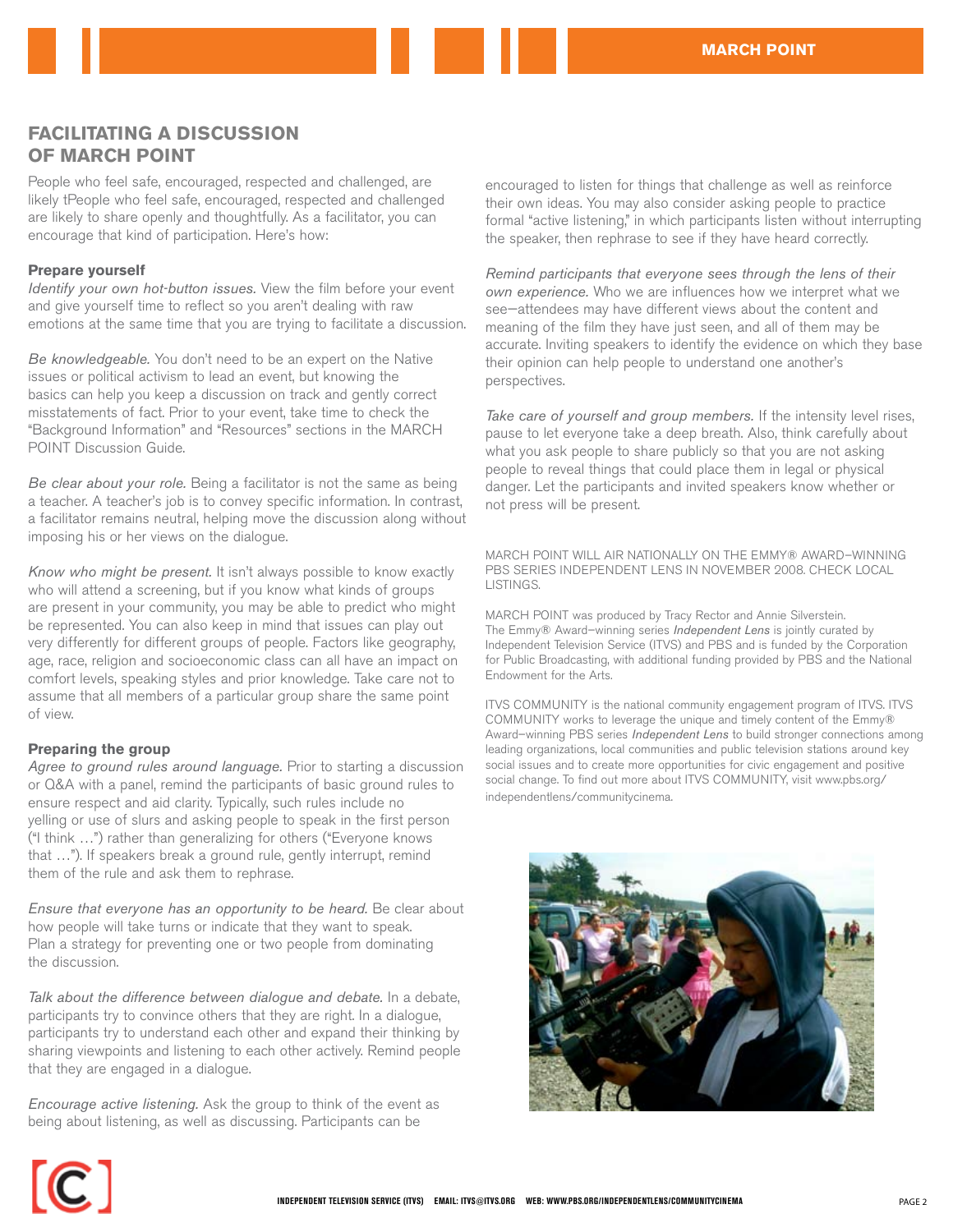## FACILITATING A DISCUSSION OF MARCH POINT

People who feel safe, encouraged, respected and challenged, are likely tPeople who feel safe, encouraged, respected and challenged are likely to share openly and thoughtfully. As a facilitator, you can encourage that kind of participation. Here's how:

### Prepare yourself

*Identify your own hot-button issues.* View the film before your event and give yourself time to reflect so you aren't dealing with raw emotions at the same time that you are trying to facilitate a discussion.

*Be knowledgeable.* You don't need to be an expert on the Native issues or political activism to lead an event, but knowing the basics can help you keep a discussion on track and gently correct misstatements of fact. Prior to your event, take time to check the "Background Information" and "Resources" sections in the MARCH POINT Discussion Guide.

*Be clear about your role.* Being a facilitator is not the same as being a teacher. A teacher's job is to convey specific information. In contrast, a facilitator remains neutral, helping move the discussion along without imposing his or her views on the dialogue.

*Know who might be present.* It isn't always possible to know exactly who will attend a screening, but if you know what kinds of groups are present in your community, you may be able to predict who might be represented. You can also keep in mind that issues can play out very differently for different groups of people. Factors like geography, age, race, religion and socioeconomic class can all have an impact on comfort levels, speaking styles and prior knowledge. Take care not to assume that all members of a particular group share the same point of view.

### Preparing the group

*Agree to ground rules around language.* Prior to starting a discussion or Q&A with a panel, remind the participants of basic ground rules to ensure respect and aid clarity. Typically, such rules include no yelling or use of slurs and asking people to speak in the first person ("I think …") rather than generalizing for others ("Everyone knows that …"). If speakers break a ground rule, gently interrupt, remind them of the rule and ask them to rephrase.

*Ensure that everyone has an opportunity to be heard.* Be clear about how people will take turns or indicate that they want to speak. Plan a strategy for preventing one or two people from dominating the discussion.

*Talk about the difference between dialogue and debate.* In a debate, participants try to convince others that they are right. In a dialogue, participants try to understand each other and expand their thinking by sharing viewpoints and listening to each other actively. Remind people that they are engaged in a dialogue.

*Encourage active listening.* Ask the group to think of the event as being about listening, as well as discussing. Participants can be encouraged to listen for things that challenge as well as reinforce their own ideas. You may also consider asking people to practice formal "active listening," in which participants listen without interrupting the speaker, then rephrase to see if they have heard correctly.

*Remind participants that everyone sees through the lens of their own experience.* Who we are influences how we interpret what we see—attendees may have different views about the content and meaning of the film they have just seen, and all of them may be accurate. Inviting speakers to identify the evidence on which they base their opinion can help people to understand one another's perspectives.

*Take care of yourself and group members.* If the intensity level rises, pause to let everyone take a deep breath. Also, think carefully about what you ask people to share publicly so that you are not asking people to reveal things that could place them in legal or physical danger. Let the participants and invited speakers know whether or not press will be present.

MARCH POINT WILL AIR NATIONALLY ON THE EMMY® AWARD–WINNING PBS SERIES INDEPENDENT LENS IN NOVEMBER 2008. CHECK LOCAL LISTINGS.

MARCH POINT was produced by Tracy Rector and Annie Silverstein. The Emmy® Award–winning series *Independent Lens* is jointly curated by Independent Television Service (ITVS) and PBS and is funded by the Corporation for Public Broadcasting, with additional funding provided by PBS and the National Endowment for the Arts.

ITVS COMMUNITY is the national community engagement program of ITVS. ITVS COMMUNITY works to leverage the unique and timely content of the Emmy® Award–winning PBS series *Independent Lens* to build stronger connections among leading organizations, local communities and public television stations around key social issues and to create more opportunities for civic engagement and positive social change. To find out more about ITVS COMMUNITY, visit www.pbs.org/independentlens/communitycinema.